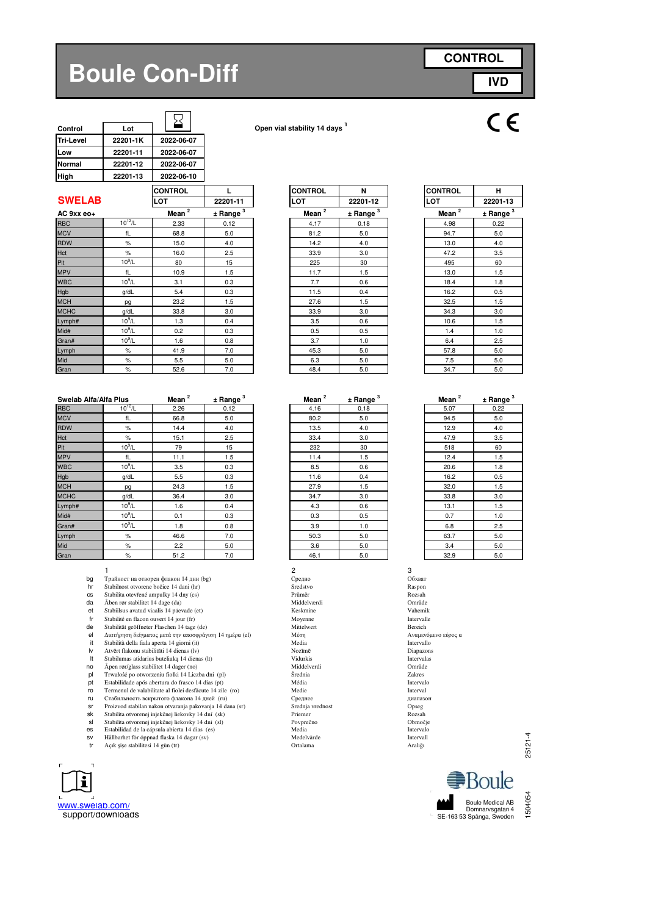# Boule Con-Diff

**CONTROL**

**IVD**

CE

| Control | Lot | ⌛ |
|---|---|---|
| Tri-Level | 22201-1K | 2022-06-07 |
| Low | 22201-11 | 2022-06-07 |
| Normal | 22201-12 | 2022-06-07 |
| High | 22201-13 | 2022-06-10 |

**Open vial stability 14 days** [1]

## SWELAB

| AC 9xx eo+ | | CONTROL L Mean [2] | LOT 22201-11 ± Range [3] | CONTROL N Mean [2] | LOT 22201-12 ± Range [3] | CONTROL H Mean [2] | LOT 22201-13 ± Range [3] |
|---|---|---|---|---|---|---|---|
| RBC | $10^{12}$/L | 2.33 | 0.12 | 4.17 | 0.18 | 4.98 | 0.22 |
| MCV | fL | 68.8 | 5.0 | 81.2 | 5.0 | 94.7 | 5.0 |
| RDW | % | 15.0 | 4.0 | 14.2 | 4.0 | 13.0 | 4.0 |
| Hct | % | 16.0 | 2.5 | 33.9 | 3.0 | 47.2 | 3.5 |
| Plt | $10^9$/L | 80 | 15 | 225 | 30 | 495 | 60 |
| MPV | fL | 10.9 | 1.5 | 11.7 | 1.5 | 13.0 | 1.5 |
| WBC | $10^9$/L | 3.1 | 0.3 | 7.7 | 0.6 | 18.4 | 1.8 |
| Hgb | g/dL | 5.4 | 0.3 | 11.5 | 0.4 | 16.2 | 0.5 |
| MCH | pg | 23.2 | 1.5 | 27.6 | 1.5 | 32.5 | 1.5 |
| MCHC | g/dL | 33.8 | 3.0 | 33.9 | 3.0 | 34.3 | 3.0 |
| Lymph# | $10^9$/L | 1.3 | 0.4 | 3.5 | 0.6 | 10.6 | 1.5 |
| Mid# | $10^9$/L | 0.2 | 0.3 | 0.5 | 0.5 | 1.4 | 1.0 |
| Gran# | $10^9$/L | 1.6 | 0.8 | 3.7 | 1.0 | 6.4 | 2.5 |
| Lymph | % | 41.9 | 7.0 | 45.3 | 5.0 | 57.8 | 5.0 |
| Mid | % | 5.5 | 5.0 | 6.3 | 5.0 | 7.5 | 5.0 |
| Gran | % | 52.6 | 7.0 | 48.4 | 5.0 | 34.7 | 5.0 |

| Swelab Alfa/Alfa Plus | | Mean [2] | ± Range [3] | Mean [2] | ± Range [3] | Mean [2] | ± Range [3] |
|---|---|---|---|---|---|---|---|
| RBC | $10^{12}$/L | 2.26 | 0.12 | 4.16 | 0.18 | 5.07 | 0.22 |
| MCV | fL | 66.8 | 5.0 | 80.2 | 5.0 | 94.5 | 5.0 |
| RDW | % | 14.4 | 4.0 | 13.5 | 4.0 | 12.9 | 4.0 |
| Hct | % | 15.1 | 2.5 | 33.4 | 3.0 | 47.9 | 3.5 |
| Plt | $10^9$/L | 79 | 15 | 232 | 30 | 518 | 60 |
| MPV | fL | 11.1 | 1.5 | 11.4 | 1.5 | 12.4 | 1.5 |
| WBC | $10^9$/L | 3.5 | 0.3 | 8.5 | 0.6 | 20.6 | 1.8 |
| Hgb | g/dL | 5.5 | 0.3 | 11.6 | 0.4 | 16.2 | 0.5 |
| MCH | pg | 24.3 | 1.5 | 27.9 | 1.5 | 32.0 | 1.5 |
| MCHC | g/dL | 36.4 | 3.0 | 34.7 | 3.0 | 33.8 | 3.0 |
| Lymph# | $10^9$/L | 1.6 | 0.4 | 4.3 | 0.6 | 13.1 | 1.5 |
| Mid# | $10^9$/L | 0.1 | 0.3 | 0.3 | 0.5 | 0.7 | 1.0 |
| Gran# | $10^9$/L | 1.8 | 0.8 | 3.9 | 1.0 | 6.8 | 2.5 |
| Lymph | % | 46.6 | 7.0 | 50.3 | 5.0 | 63.7 | 5.0 |
| Mid | % | 2.2 | 5.0 | 3.6 | 5.0 | 3.4 | 5.0 |
| Gran | % | 51.2 | 7.0 | 46.1 | 5.0 | 32.9 | 5.0 |

| | 1 | 2 | 3 |
|---|---|---|---|
| bg | Трайност на отворен флакон 14 дни (bg) | Средно | Обхват |
| hr | Stabilnost otvorene bočice 14 dani (hr) | Sredstvo | Raspon |
| cs | Stabilita otevřené ampulky 14 dny (cs) | Průměr | Rozsah |
| da | Åben rør stabilitet 14 dage (da) | Middelværdi | Område |
| et | Stabiilsus avatud viaalis 14 päevade (et) | Keskmine | Vahemik |
| fr | Stabilité en flacon ouvert 14 jour (fr) | Moyenne | Intervalle |
| de | Stabilität geöffneter Flaschen 14 tage (de) | Mittelwert | Bereich |
| el | Διατήρηση δείγματος μετά την αποσφράγιση 14 ημέρα (el) | Μέση | Αναμενόμενο εύρος α |
| it | Stabilità della fiala aperta 14 giorni (it) | Media | Intervallo |
| lv | Atvērt flakonu stabilitāti 14 dienas (lv) | Nozīmē | Diapazons |
| lt | Stabilumas atidarius buteliuką 14 dienas (lt) | Vidurkis | Intervalas |
| no | Åpen rør/glass stabilitet 14 dager (no) | Middelverdi | Område |
| pl | Trwałość po otworzeniu fiolki 14 Liczba dni (pl) | Średnia | Zakres |
| pt | Estabilidade após abertura do frasco 14 dias (pt) | Média | Intervalo |
| ro | Termenul de valabilitate al fiolei desfăcute 14 zile (ro) | Medie | Interval |
| ru | Стабильность вскрытого флакона 14 дней (ru) | Среднее | диапазон |
| sr | Proizvod stabilan nakon otvaranja pakovanja 14 dana (sr) | Srednja vrednost | Opseg |
| sk | Stabilita otvorenej injekčnej liekovky 14 dní (sk) | Priemer | Rozsah |
| sl | Stabilita otvorenej injekčnej liekovky 14 dni (sl) | Povprečno | Območje |
| es | Estabilidad de la cápsula abierta 14 dias (es) | Media | Intervalo |
| sv | Hållbarhet för öppnad flaska 14 dagar (sv) | Medelvärde | Intervall |
| tr | Açık şişe stabilitesi 14 gün (tr) | Ortalama | Aralığı |

www.swelab.com/
support/downloads

Boule

Boule Medical AB
Domnarvsgatan 4
SE-163 53 Spånga, Sweden

25121-4

1504054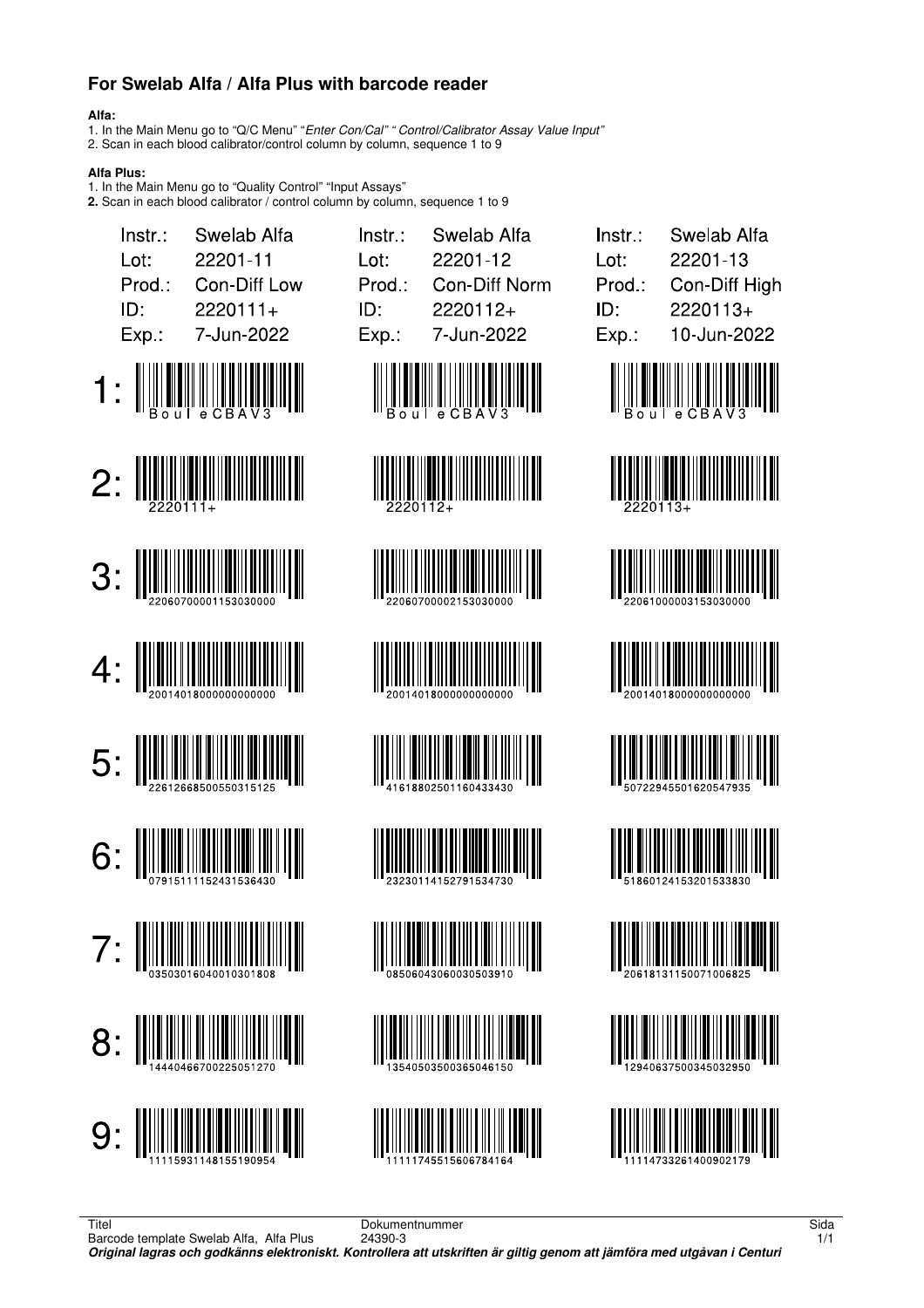## For Swelab Alfa / Alfa Plus with barcode reader

**Alfa:**

1. In the Main Menu go to "Q/C Menu" "*Enter Con/Cal*" " *Control/Calibrator Assay Value Input*"
2. Scan in each blood calibrator/control column by column, sequence 1 to 9

**Alfa Plus:**

1. In the Main Menu go to "Quality Control" "Input Assays"
2. Scan in each blood calibrator / control column by column, sequence 1 to 9

| | | | |
|---|---|---|---|
| Instr.: | Swelab Alfa | Swelab Alfa | Swelab Alfa |
| Lot: | 22201-11 | 22201-12 | 22201-13 |
| Prod.: | Con-Diff Low | Con-Diff Norm | Con-Diff High |
| ID: | 2220111+ | 2220112+ | 2220113+ |
| Exp.: | 7-Jun-2022 | 7-Jun-2022 | 10-Jun-2022 |
| 1: | BouleCBAV3 | BouleCBAV3 | BouleCBAV3 |
| 2: | 2220111+ | 2220112+ | 2220113+ |
| 3: | 22060700001153030000 | 22060700002153030000 | 22061000003153030000 |
| 4: | 20014018000000000000 | 20014018000000000000 | 20014018000000000000 |
| 5: | 22612668500550315125 | 41618802501160433430 | 50722945501620547935 |
| 6: | 07915111152431536430 | 23230114152791534730 | 51860124153201533830 |
| 7: | 03503016040010301808 | 08506043060030503910 | 20618131150071006825 |
| 8: | 14440466700225051270 | 13540503500365046150 | 12940637500345032950 |
| 9: | 11115931148155190954 | 11117455515606784164 | 11114733261400902179 |